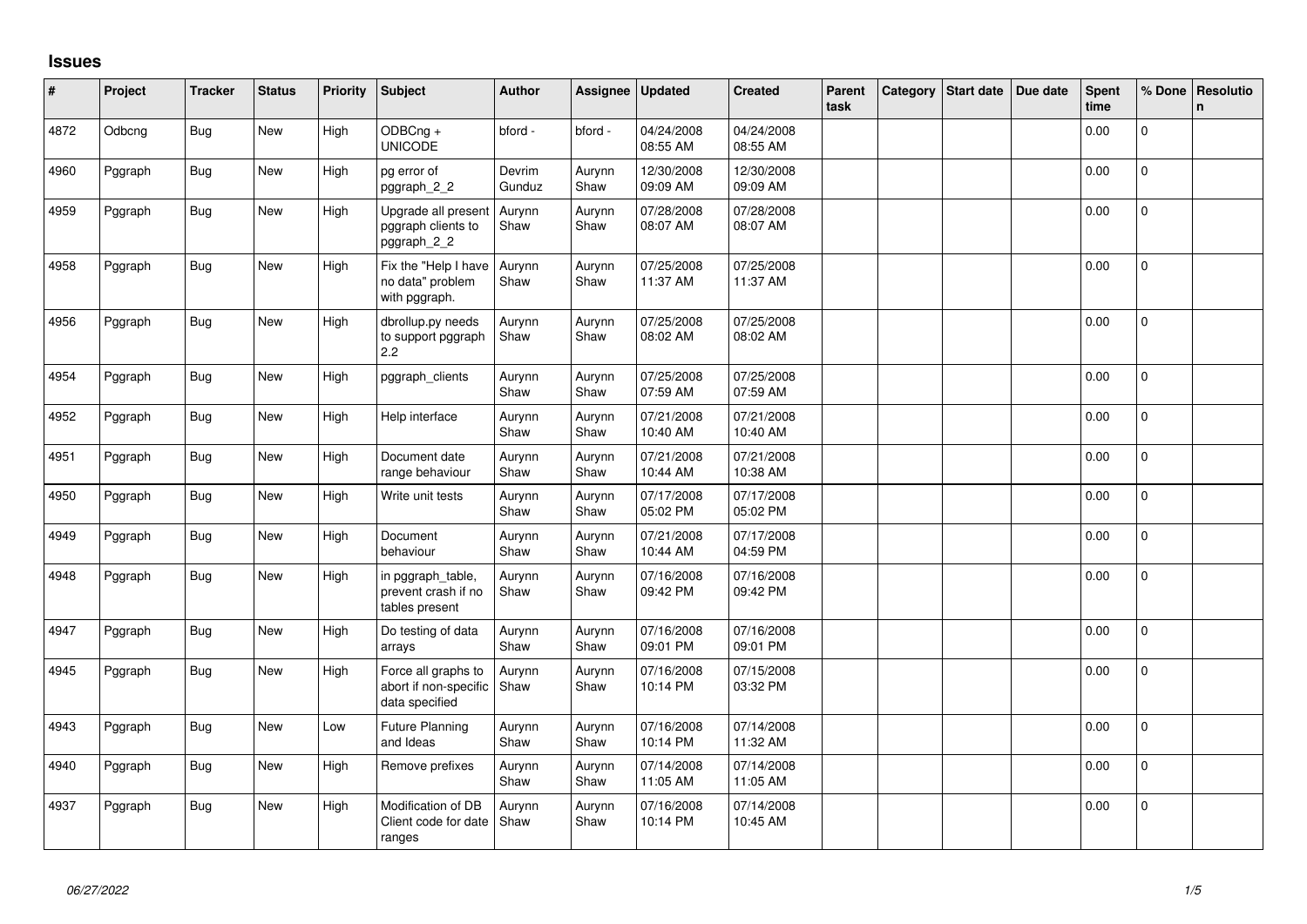# Issues

| # | Project | Tracker | Status | Priority | Subject | Author | Assignee | Updated | Created | Parent task | Category | Start date | Due date | Spent time | % Done | Resolution |
|---|---|---|---|---|---|---|---|---|---|---|---|---|---|---|---|---|
| 4872 | Odbcng | Bug | New | High | ODBCng + UNICODE | bford - | bford - | 04/24/2008 08:55 AM | 04/24/2008 08:55 AM | | | | | 0.00 | 0 | |
| 4960 | Pggraph | Bug | New | High | pg error of pggraph_2_2 | Devrim Gunduz | Aurynn Shaw | 12/30/2008 09:09 AM | 12/30/2008 09:09 AM | | | | | 0.00 | 0 | |
| 4959 | Pggraph | Bug | New | High | Upgrade all present pggraph clients to pggraph_2_2 | Aurynn Shaw | Aurynn Shaw | 07/28/2008 08:07 AM | 07/28/2008 08:07 AM | | | | | 0.00 | 0 | |
| 4958 | Pggraph | Bug | New | High | Fix the "Help I have no data" problem with pggraph. | Aurynn Shaw | Aurynn Shaw | 07/25/2008 11:37 AM | 07/25/2008 11:37 AM | | | | | 0.00 | 0 | |
| 4956 | Pggraph | Bug | New | High | dbrollup.py needs to support pggraph 2.2 | Aurynn Shaw | Aurynn Shaw | 07/25/2008 08:02 AM | 07/25/2008 08:02 AM | | | | | 0.00 | 0 | |
| 4954 | Pggraph | Bug | New | High | pggraph_clients | Aurynn Shaw | Aurynn Shaw | 07/25/2008 07:59 AM | 07/25/2008 07:59 AM | | | | | 0.00 | 0 | |
| 4952 | Pggraph | Bug | New | High | Help interface | Aurynn Shaw | Aurynn Shaw | 07/21/2008 10:40 AM | 07/21/2008 10:40 AM | | | | | 0.00 | 0 | |
| 4951 | Pggraph | Bug | New | High | Document date range behaviour | Aurynn Shaw | Aurynn Shaw | 07/21/2008 10:44 AM | 07/21/2008 10:38 AM | | | | | 0.00 | 0 | |
| 4950 | Pggraph | Bug | New | High | Write unit tests | Aurynn Shaw | Aurynn Shaw | 07/17/2008 05:02 PM | 07/17/2008 05:02 PM | | | | | 0.00 | 0 | |
| 4949 | Pggraph | Bug | New | High | Document behaviour | Aurynn Shaw | Aurynn Shaw | 07/21/2008 10:44 AM | 07/17/2008 04:59 PM | | | | | 0.00 | 0 | |
| 4948 | Pggraph | Bug | New | High | in pggraph_table, prevent crash if no tables present | Aurynn Shaw | Aurynn Shaw | 07/16/2008 09:42 PM | 07/16/2008 09:42 PM | | | | | 0.00 | 0 | |
| 4947 | Pggraph | Bug | New | High | Do testing of data arrays | Aurynn Shaw | Aurynn Shaw | 07/16/2008 09:01 PM | 07/16/2008 09:01 PM | | | | | 0.00 | 0 | |
| 4945 | Pggraph | Bug | New | High | Force all graphs to abort if non-specific data specified | Aurynn Shaw | Aurynn Shaw | 07/16/2008 10:14 PM | 07/15/2008 03:32 PM | | | | | 0.00 | 0 | |
| 4943 | Pggraph | Bug | New | Low | Future Planning and Ideas | Aurynn Shaw | Aurynn Shaw | 07/16/2008 10:14 PM | 07/14/2008 11:32 AM | | | | | 0.00 | 0 | |
| 4940 | Pggraph | Bug | New | High | Remove prefixes | Aurynn Shaw | Aurynn Shaw | 07/14/2008 11:05 AM | 07/14/2008 11:05 AM | | | | | 0.00 | 0 | |
| 4937 | Pggraph | Bug | New | High | Modification of DB Client code for date ranges | Aurynn Shaw | Aurynn Shaw | 07/16/2008 10:14 PM | 07/14/2008 10:45 AM | | | | | 0.00 | 0 | |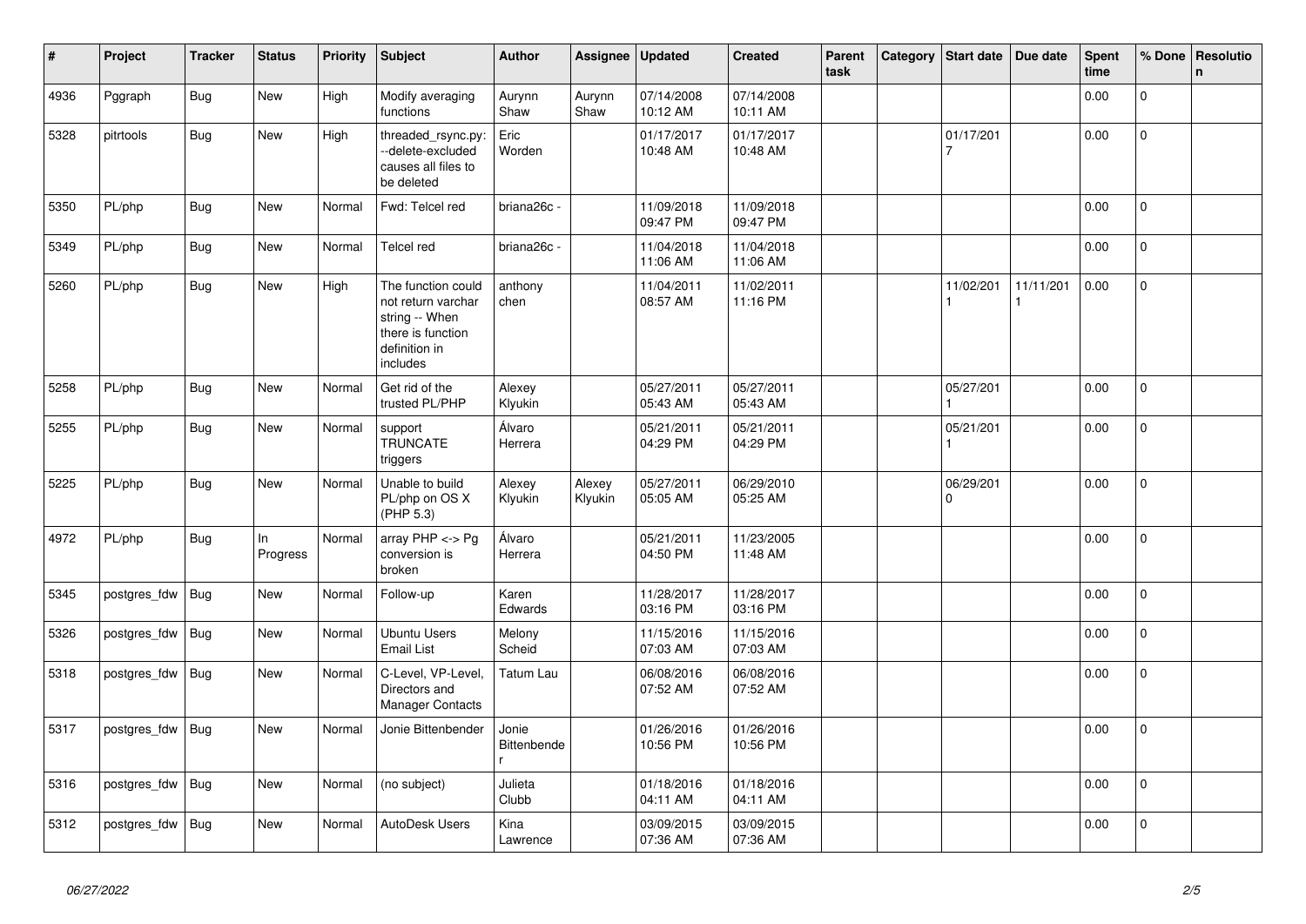| # | Project | Tracker | Status | Priority | Subject | Author | Assignee | Updated | Created | Parent task | Category | Start date | Due date | Spent time | % Done | Resolution |
|---|---|---|---|---|---|---|---|---|---|---|---|---|---|---|---|---|
| 4936 | Pggraph | Bug | New | High | Modify averaging functions | Aurynn Shaw | Aurynn Shaw | 07/14/2008 10:12 AM | 07/14/2008 10:11 AM | | | | | 0.00 | 0 | |
| 5328 | pitrtools | Bug | New | High | threaded_rsync.py: --delete-excluded causes all files to be deleted | Eric Worden | | 01/17/2017 10:48 AM | 01/17/2017 10:48 AM | | | 01/17/2017 | | 0.00 | 0 | |
| 5350 | PL/php | Bug | New | Normal | Fwd: Telcel red | briana26c - | | 11/09/2018 09:47 PM | 11/09/2018 09:47 PM | | | | | 0.00 | 0 | |
| 5349 | PL/php | Bug | New | Normal | Telcel red | briana26c - | | 11/04/2018 11:06 AM | 11/04/2018 11:06 AM | | | | | 0.00 | 0 | |
| 5260 | PL/php | Bug | New | High | The function could not return varchar string -- When there is function definition in includes | anthony chen | | 11/04/2011 08:57 AM | 11/02/2011 11:16 PM | | | 11/02/2011 | 11/11/2011 | 0.00 | 0 | |
| 5258 | PL/php | Bug | New | Normal | Get rid of the trusted PL/PHP | Alexey Klyukin | | 05/27/2011 05:43 AM | 05/27/2011 05:43 AM | | | 05/27/2011 | | 0.00 | 0 | |
| 5255 | PL/php | Bug | New | Normal | support TRUNCATE triggers | Álvaro Herrera | | 05/21/2011 04:29 PM | 05/21/2011 04:29 PM | | | 05/21/2011 | | 0.00 | 0 | |
| 5225 | PL/php | Bug | New | Normal | Unable to build PL/php on OS X (PHP 5.3) | Alexey Klyukin | Alexey Klyukin | 05/27/2011 05:05 AM | 06/29/2010 05:25 AM | | | 06/29/2010 | | 0.00 | 0 | |
| 4972 | PL/php | Bug | In Progress | Normal | array PHP <-> Pg conversion is broken | Álvaro Herrera | | 05/21/2011 04:50 PM | 11/23/2005 11:48 AM | | | | | 0.00 | 0 | |
| 5345 | postgres_fdw | Bug | New | Normal | Follow-up | Karen Edwards | | 11/28/2017 03:16 PM | 11/28/2017 03:16 PM | | | | | 0.00 | 0 | |
| 5326 | postgres_fdw | Bug | New | Normal | Ubuntu Users Email List | Melony Scheid | | 11/15/2016 07:03 AM | 11/15/2016 07:03 AM | | | | | 0.00 | 0 | |
| 5318 | postgres_fdw | Bug | New | Normal | C-Level, VP-Level, Directors and Manager Contacts | Tatum Lau | | 06/08/2016 07:52 AM | 06/08/2016 07:52 AM | | | | | 0.00 | 0 | |
| 5317 | postgres_fdw | Bug | New | Normal | Jonie Bittenbender | Jonie Bittenbender | | 01/26/2016 10:56 PM | 01/26/2016 10:56 PM | | | | | 0.00 | 0 | |
| 5316 | postgres_fdw | Bug | New | Normal | (no subject) | Julieta Clubb | | 01/18/2016 04:11 AM | 01/18/2016 04:11 AM | | | | | 0.00 | 0 | |
| 5312 | postgres_fdw | Bug | New | Normal | AutoDesk Users | Kina Lawrence | | 03/09/2015 07:36 AM | 03/09/2015 07:36 AM | | | | | 0.00 | 0 | |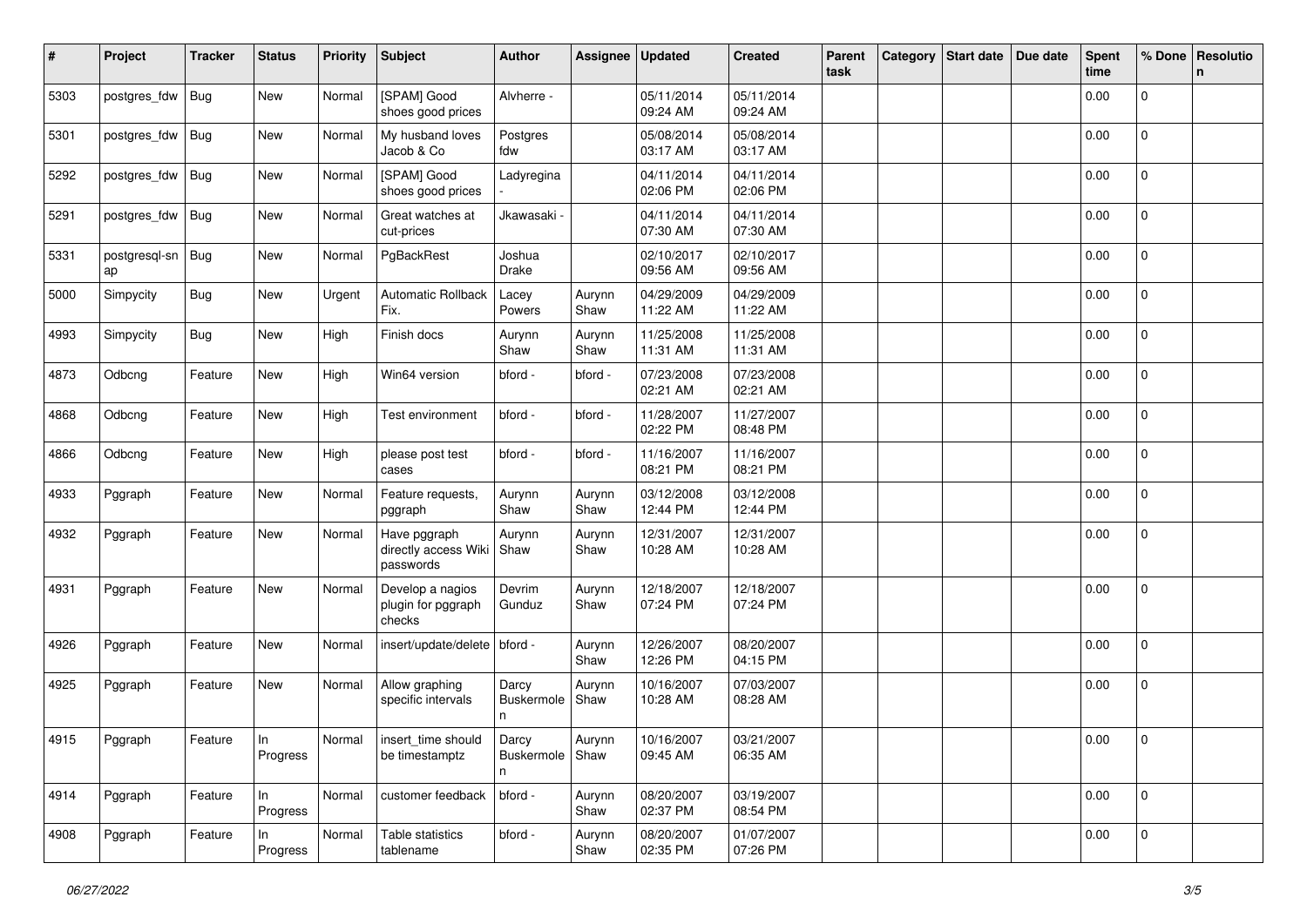| # | Project | Tracker | Status | Priority | Subject | Author | Assignee | Updated | Created | Parent task | Category | Start date | Due date | Spent time | % Done | Resolution |
|---|---|---|---|---|---|---|---|---|---|---|---|---|---|---|---|---|
| 5303 | postgres_fdw | Bug | New | Normal | [SPAM] Good shoes good prices | Alvherre - | | 05/11/2014 09:24 AM | 05/11/2014 09:24 AM | | | | | 0.00 | 0 | |
| 5301 | postgres_fdw | Bug | New | Normal | My husband loves Jacob & Co | Postgres fdw | | 05/08/2014 03:17 AM | 05/08/2014 03:17 AM | | | | | 0.00 | 0 | |
| 5292 | postgres_fdw | Bug | New | Normal | [SPAM] Good shoes good prices | Ladyregina - | | 04/11/2014 02:06 PM | 04/11/2014 02:06 PM | | | | | 0.00 | 0 | |
| 5291 | postgres_fdw | Bug | New | Normal | Great watches at cut-prices | Jkawasaki - | | 04/11/2014 07:30 AM | 04/11/2014 07:30 AM | | | | | 0.00 | 0 | |
| 5331 | postgresql-snap | Bug | New | Normal | PgBackRest | Joshua Drake | | 02/10/2017 09:56 AM | 02/10/2017 09:56 AM | | | | | 0.00 | 0 | |
| 5000 | Simpycity | Bug | New | Urgent | Automatic Rollback Fix. | Lacey Powers | Aurynn Shaw | 04/29/2009 11:22 AM | 04/29/2009 11:22 AM | | | | | 0.00 | 0 | |
| 4993 | Simpycity | Bug | New | High | Finish docs | Aurynn Shaw | Aurynn Shaw | 11/25/2008 11:31 AM | 11/25/2008 11:31 AM | | | | | 0.00 | 0 | |
| 4873 | Odbcng | Feature | New | High | Win64 version | bford - | bford - | 07/23/2008 02:21 AM | 07/23/2008 02:21 AM | | | | | 0.00 | 0 | |
| 4868 | Odbcng | Feature | New | High | Test environment | bford - | bford - | 11/28/2007 02:22 PM | 11/27/2007 08:48 PM | | | | | 0.00 | 0 | |
| 4866 | Odbcng | Feature | New | High | please post test cases | bford - | bford - | 11/16/2007 08:21 PM | 11/16/2007 08:21 PM | | | | | 0.00 | 0 | |
| 4933 | Pggraph | Feature | New | Normal | Feature requests, pggraph | Aurynn Shaw | Aurynn Shaw | 03/12/2008 12:44 PM | 03/12/2008 12:44 PM | | | | | 0.00 | 0 | |
| 4932 | Pggraph | Feature | New | Normal | Have pggraph directly access Wiki passwords | Aurynn Shaw | Aurynn Shaw | 12/31/2007 10:28 AM | 12/31/2007 10:28 AM | | | | | 0.00 | 0 | |
| 4931 | Pggraph | Feature | New | Normal | Develop a nagios plugin for pggraph checks | Devrim Gunduz | Aurynn Shaw | 12/18/2007 07:24 PM | 12/18/2007 07:24 PM | | | | | 0.00 | 0 | |
| 4926 | Pggraph | Feature | New | Normal | insert/update/delete | bford - | Aurynn Shaw | 12/26/2007 12:26 PM | 08/20/2007 04:15 PM | | | | | 0.00 | 0 | |
| 4925 | Pggraph | Feature | New | Normal | Allow graphing specific intervals | Darcy Buskermolen | Aurynn Shaw | 10/16/2007 10:28 AM | 07/03/2007 08:28 AM | | | | | 0.00 | 0 | |
| 4915 | Pggraph | Feature | In Progress | Normal | insert_time should be timestamptz | Darcy Buskermolen | Aurynn Shaw | 10/16/2007 09:45 AM | 03/21/2007 06:35 AM | | | | | 0.00 | 0 | |
| 4914 | Pggraph | Feature | In Progress | Normal | customer feedback | bford - | Aurynn Shaw | 08/20/2007 02:37 PM | 03/19/2007 08:54 PM | | | | | 0.00 | 0 | |
| 4908 | Pggraph | Feature | In Progress | Normal | Table statistics tablename | bford - | Aurynn Shaw | 08/20/2007 02:35 PM | 01/07/2007 07:26 PM | | | | | 0.00 | 0 | |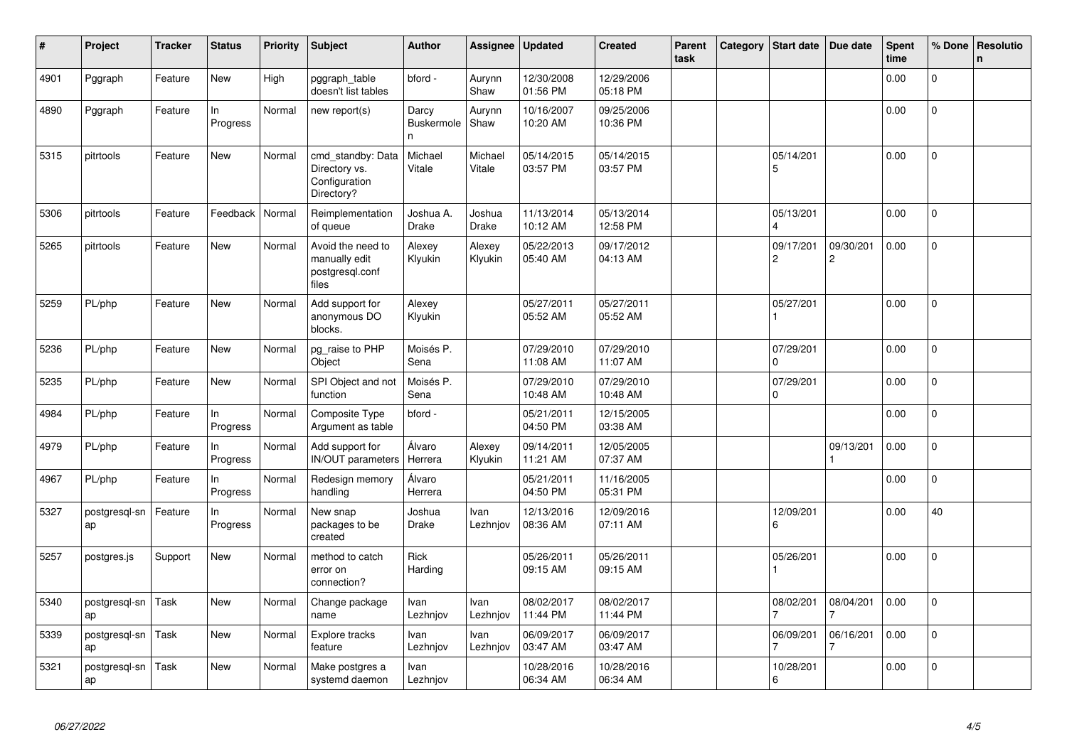| # | Project | Tracker | Status | Priority | Subject | Author | Assignee | Updated | Created | Parent task | Category | Start date | Due date | Spent time | % Done | Resolution |
|---|---|---|---|---|---|---|---|---|---|---|---|---|---|---|---|---|
| 4901 | Pggraph | Feature | New | High | pggraph_table doesn't list tables | bford - | Aurynn Shaw | 12/30/2008 01:56 PM | 12/29/2006 05:18 PM | | | | | 0.00 | 0 | |
| 4890 | Pggraph | Feature | In Progress | Normal | new report(s) | Darcy Buskermolen | Aurynn Shaw | 10/16/2007 10:20 AM | 09/25/2006 10:36 PM | | | | | 0.00 | 0 | |
| 5315 | pitrtools | Feature | New | Normal | cmd_standby: Data Directory vs. Configuration Directory? | Michael Vitale | Michael Vitale | 05/14/2015 03:57 PM | 05/14/2015 03:57 PM | | | 05/14/2015 | | 0.00 | 0 | |
| 5306 | pitrtools | Feature | Feedback | Normal | Reimplementation of queue | Joshua A. Drake | Joshua Drake | 11/13/2014 10:12 AM | 05/13/2014 12:58 PM | | | 05/13/2014 | | 0.00 | 0 | |
| 5265 | pitrtools | Feature | New | Normal | Avoid the need to manually edit postgresql.conf files | Alexey Klyukin | Alexey Klyukin | 05/22/2013 05:40 AM | 09/17/2012 04:13 AM | | | 09/17/2012 | 09/30/2012 | 0.00 | 0 | |
| 5259 | PL/php | Feature | New | Normal | Add support for anonymous DO blocks. | Alexey Klyukin | | 05/27/2011 05:52 AM | 05/27/2011 05:52 AM | | | 05/27/2011 | | 0.00 | 0 | |
| 5236 | PL/php | Feature | New | Normal | pg_raise to PHP Object | Moisés P. Sena | | 07/29/2010 11:08 AM | 07/29/2010 11:07 AM | | | 07/29/2010 | | 0.00 | 0 | |
| 5235 | PL/php | Feature | New | Normal | SPI Object and not function | Moisés P. Sena | | 07/29/2010 10:48 AM | 07/29/2010 10:48 AM | | | 07/29/2010 | | 0.00 | 0 | |
| 4984 | PL/php | Feature | In Progress | Normal | Composite Type Argument as table | bford - | | 05/21/2011 04:50 PM | 12/15/2005 03:38 AM | | | | | 0.00 | 0 | |
| 4979 | PL/php | Feature | In Progress | Normal | Add support for IN/OUT parameters | Álvaro Herrera | Alexey Klyukin | 09/14/2011 11:21 AM | 12/05/2005 07:37 AM | | | | 09/13/2011 | 0.00 | 0 | |
| 4967 | PL/php | Feature | In Progress | Normal | Redesign memory handling | Álvaro Herrera | | 05/21/2011 04:50 PM | 11/16/2005 05:31 PM | | | | | 0.00 | 0 | |
| 5327 | postgresql-snap | Feature | In Progress | Normal | New snap packages to be created | Joshua Drake | Ivan Lezhnjov | 12/13/2016 08:36 AM | 12/09/2016 07:11 AM | | | 12/09/2016 | | 0.00 | 40 | |
| 5257 | postgres.js | Support | New | Normal | method to catch error on connection? | Rick Harding | | 05/26/2011 09:15 AM | 05/26/2011 09:15 AM | | | 05/26/2011 | | 0.00 | 0 | |
| 5340 | postgresql-snap | Task | New | Normal | Change package name | Ivan Lezhnjov | Ivan Lezhnjov | 08/02/2017 11:44 PM | 08/02/2017 11:44 PM | | | 08/02/2017 | 08/04/2017 | 0.00 | 0 | |
| 5339 | postgresql-snap | Task | New | Normal | Explore tracks feature | Ivan Lezhnjov | Ivan Lezhnjov | 06/09/2017 03:47 AM | 06/09/2017 03:47 AM | | | 06/09/2017 | 06/16/2017 | 0.00 | 0 | |
| 5321 | postgresql-snap | Task | New | Normal | Make postgres a systemd daemon | Ivan Lezhnjov | | 10/28/2016 06:34 AM | 10/28/2016 06:34 AM | | | 10/28/2016 | | 0.00 | 0 | |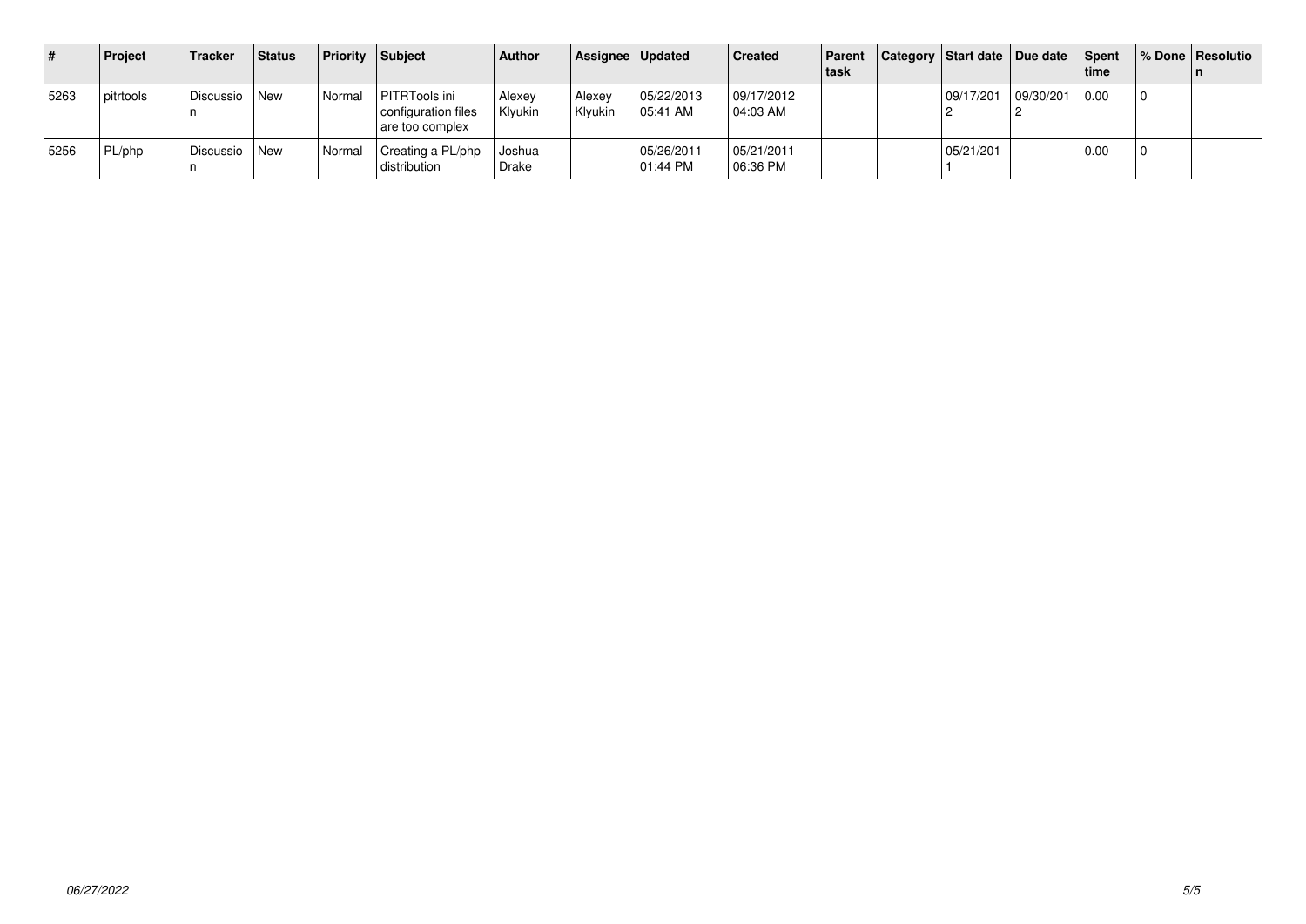| # | Project | Tracker | Status | Priority | Subject | Author | Assignee | Updated | Created | Parent task | Category | Start date | Due date | Spent time | % Done | Resolution |
|---|---|---|---|---|---|---|---|---|---|---|---|---|---|---|---|---|
| 5263 | pitrtools | Discussion | New | Normal | PITRTools ini configuration files are too complex | Alexey Klyukin | Alexey Klyukin | 05/22/2013 05:41 AM | 09/17/2012 04:03 AM | | | 09/17/2012 | 09/30/2012 | 0.00 | 0 | |
| 5256 | PL/php | Discussion | New | Normal | Creating a PL/php distribution | Joshua Drake | | 05/26/2011 01:44 PM | 05/21/2011 06:36 PM | | | 05/21/2011 | | 0.00 | 0 | |